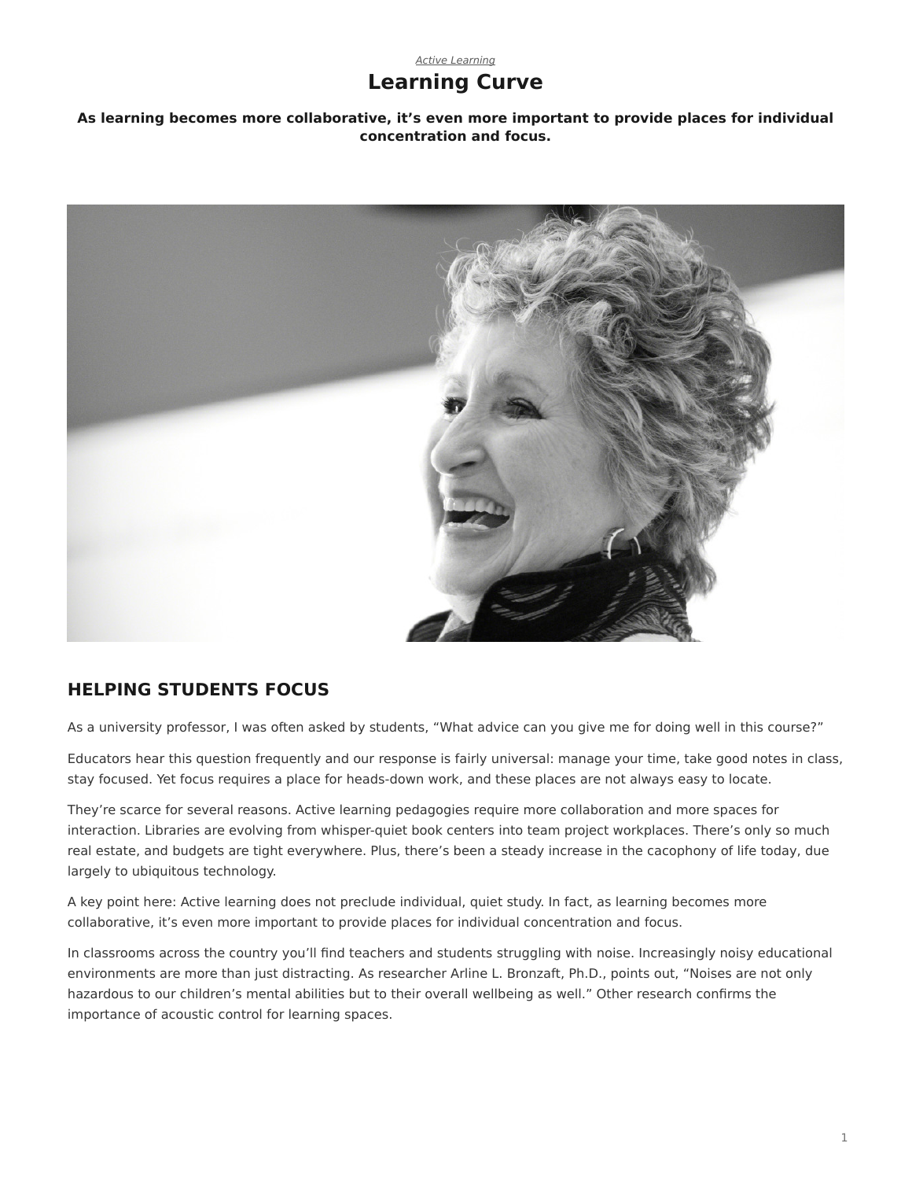*Active Learning*

# Learning Curve

**As learning becomes more collaborative, it's even more important to provide places for individual concentration and focus.**

## HELPING STUDENTS FOCUS

As a university professor, I was often asked by students, "What advice can you give me for doing well in this course?"

Educators hear this question frequently and our response is fairly universal: manage your time, take good notes in class, stay focused. Yet focus requires a place for heads-down work, and these places are not always easy to locate.

They're scarce for several reasons. Active learning pedagogies require more collaboration and more spaces for interaction. Libraries are evolving from whisper-quiet book centers into team project workplaces. There's only so much real estate, and budgets are tight everywhere. Plus, there's been a steady increase in the cacophony of life today, due largely to ubiquitous technology.

A key point here: Active learning does not preclude individual, quiet study. In fact, as learning becomes more collaborative, it's even more important to provide places for individual concentration and focus.

In classrooms across the country you'll find teachers and students struggling with noise. Increasingly noisy educational environments are more than just distracting. As researcher Arline L. Bronzaft, Ph.D., points out, "Noises are not only hazardous to our children's mental abilities but to their overall wellbeing as well." Other research confirms the importance of acoustic control for learning spaces.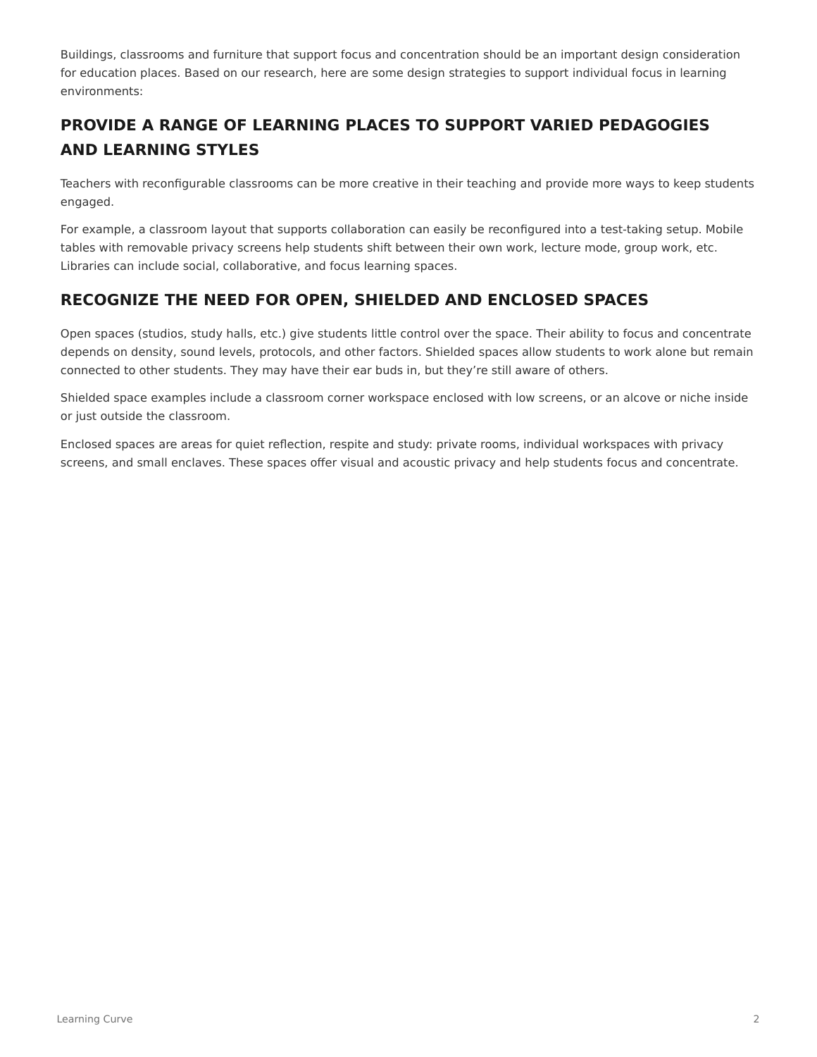Buildings, classrooms and furniture that support focus and concentration should be an important design consideration for education places. Based on our research, here are some design strategies to support individual focus in learning environments:

## PROVIDE A RANGE OF LEARNING PLACES TO SUPPORT VARIED PEDAGOGIES AND LEARNING STYLES

Teachers with reconfigurable classrooms can be more creative in their teaching and provide more ways to keep students engaged.

For example, a classroom layout that supports collaboration can easily be reconfigured into a test-taking setup. Mobile tables with removable privacy screens help students shift between their own work, lecture mode, group work, etc. Libraries can include social, collaborative, and focus learning spaces.

## RECOGNIZE THE NEED FOR OPEN, SHIELDED AND ENCLOSED SPACES

Open spaces (studios, study halls, etc.) give students little control over the space. Their ability to focus and concentrate depends on density, sound levels, protocols, and other factors. Shielded spaces allow students to work alone but remain connected to other students. They may have their ear buds in, but they're still aware of others.

Shielded space examples include a classroom corner workspace enclosed with low screens, or an alcove or niche inside or just outside the classroom.

Enclosed spaces are areas for quiet reflection, respite and study: private rooms, individual workspaces with privacy screens, and small enclaves. These spaces offer visual and acoustic privacy and help students focus and concentrate.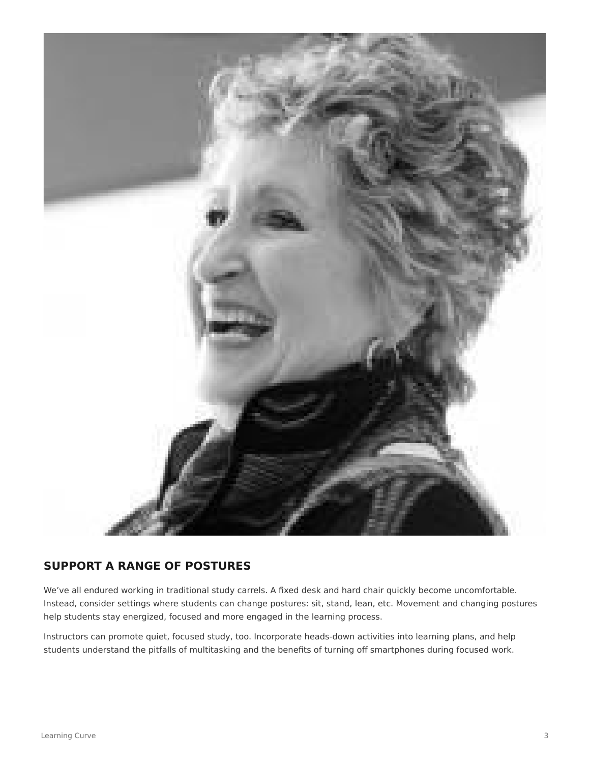## SUPPORT A RANGE OF POSTURES

We've all endured working in traditional study carrels. A fixed desk and hard chair quickly become uncomfortable. Instead, consider settings where students can change postures: sit, stand, lean, etc. Movement and changing postures help students stay energized, focused and more engaged in the learning process.

Instructors can promote quiet, focused study, too. Incorporate heads-down activities into learning plans, and help students understand the pitfalls of multitasking and the benefits of turning off smartphones during focused work.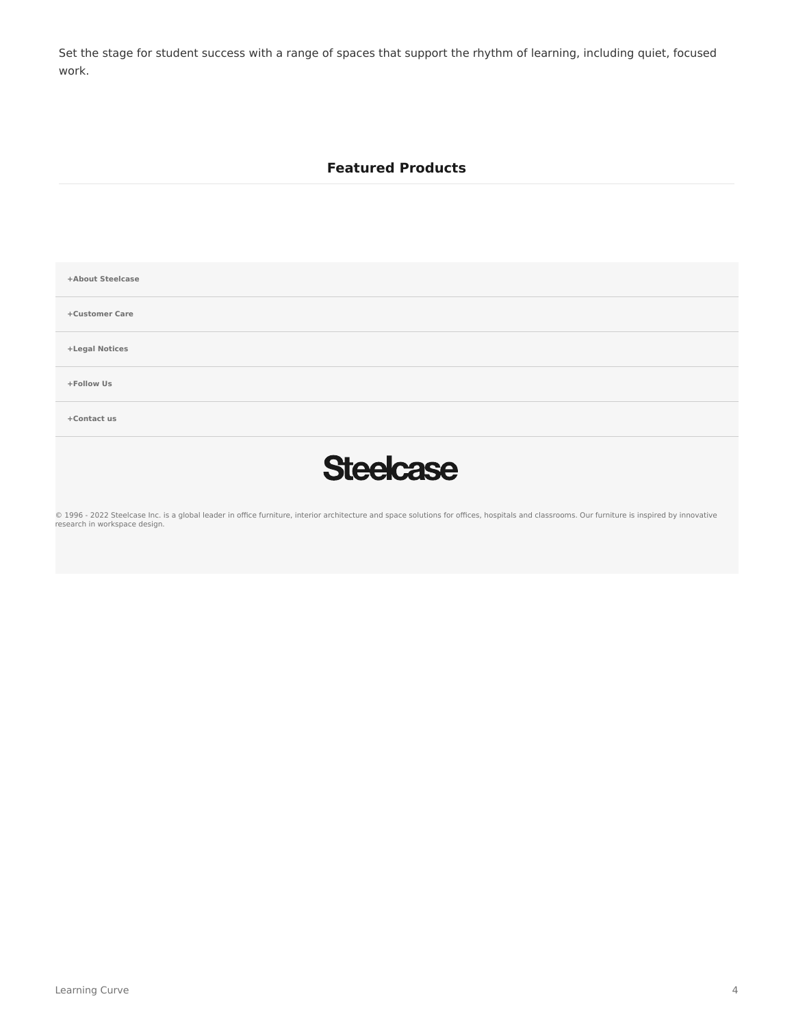Set the stage for student success with a range of spaces that support the rhythm of learning, including quiet, focused work.

## Featured Products

**+About Steelcase**

**+Customer Care**

**+Legal Notices**

**+Follow Us**

**+Contact us**

Steelcase

© 1996 - 2022 Steelcase Inc. is a global leader in office furniture, interior architecture and space solutions for offices, hospitals and classrooms. Our furniture is inspired by innovative research in workspace design.